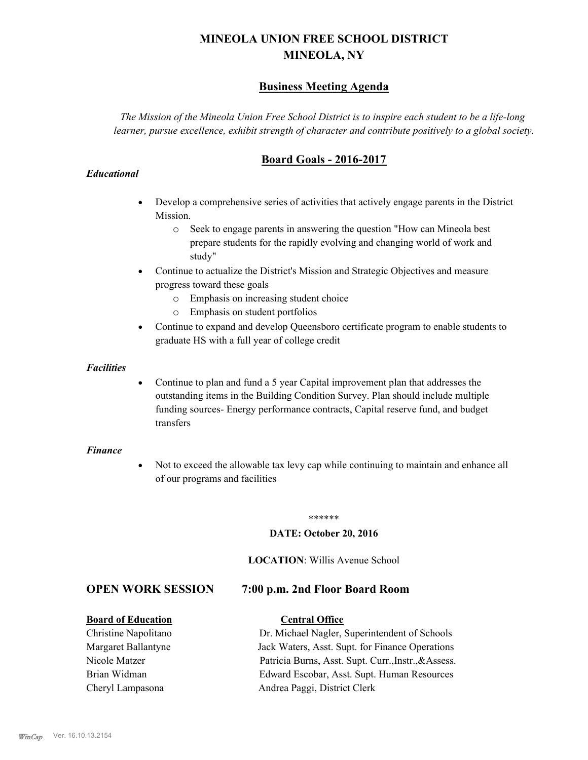# MINEOLA UNION FREE SCHOOL DISTRICT
# MINEOLA, NY

## Business Meeting Agenda

*The Mission of the Mineola Union Free School District is to inspire each student to be a life-long learner, pursue excellence, exhibit strength of character and contribute positively to a global society.*

## Board Goals - 2016-2017

***Educational***

- Develop a comprehensive series of activities that actively engage parents in the District Mission.
  - Seek to engage parents in answering the question "How can Mineola best prepare students for the rapidly evolving and changing world of work and study"
- Continue to actualize the District's Mission and Strategic Objectives and measure progress toward these goals
  - Emphasis on increasing student choice
  - Emphasis on student portfolios
- Continue to expand and develop Queensboro certificate program to enable students to graduate HS with a full year of college credit

***Facilities***

- Continue to plan and fund a 5 year Capital improvement plan that addresses the outstanding items in the Building Condition Survey. Plan should include multiple funding sources- Energy performance contracts, Capital reserve fund, and budget transfers

***Finance***

- Not to exceed the allowable tax levy cap while continuing to maintain and enhance all of our programs and facilities

******

**DATE: October 20, 2016**

**LOCATION**: Willis Avenue School

## OPEN WORK SESSION 7:00 p.m. 2nd Floor Board Room

| **Board of Education** | **Central Office** |
| --- | --- |
| Christine Napolitano | Dr. Michael Nagler, Superintendent of Schools |
| Margaret Ballantyne | Jack Waters, Asst. Supt. for Finance Operations |
| Nicole Matzer | Patricia Burns, Asst. Supt. Curr.,Instr.,&Assess. |
| Brian Widman | Edward Escobar, Asst. Supt. Human Resources |
| Cheryl Lampasona | Andrea Paggi, District Clerk |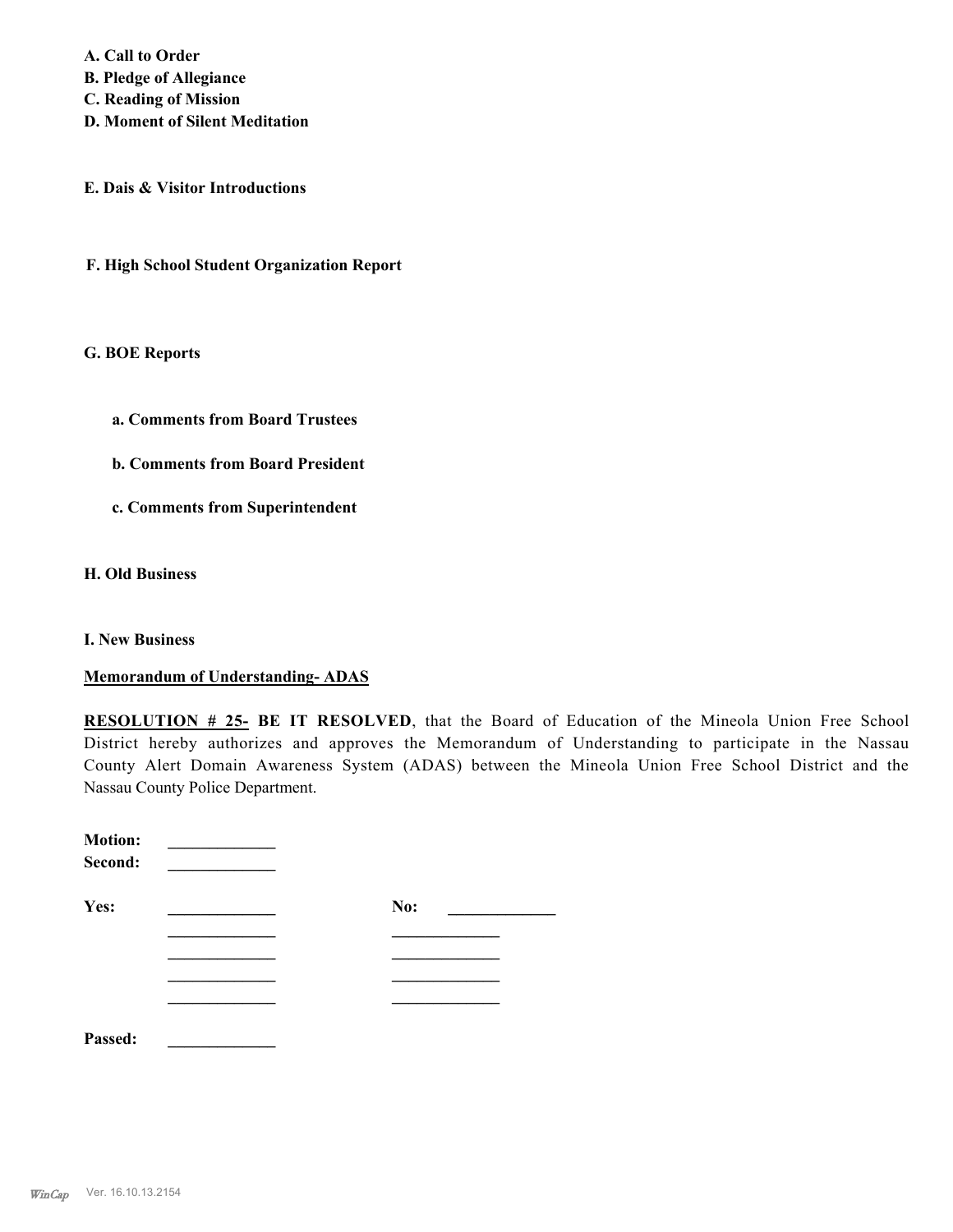**A. Call to Order**
**B. Pledge of Allegiance**
**C. Reading of Mission**
**D. Moment of Silent Meditation**

**E. Dais & Visitor Introductions**

**F. High School Student Organization Report**

**G. BOE Reports**

**a. Comments from Board Trustees**

**b. Comments from Board President**

**c. Comments from Superintendent**

**H. Old Business**

**I. New Business**

**Memorandum of Understanding- ADAS**

**RESOLUTION # 25- BE IT RESOLVED**, that the Board of Education of the Mineola Union Free School District hereby authorizes and approves the Memorandum of Understanding to participate in the Nassau County Alert Domain Awareness System (ADAS) between the Mineola Union Free School District and the Nassau County Police Department.

**Motion:** _____________
**Second:** _____________

**Yes:** _____________ **No:** _____________
_____________ _____________
_____________ _____________
_____________ _____________
_____________ _____________

**Passed:** _____________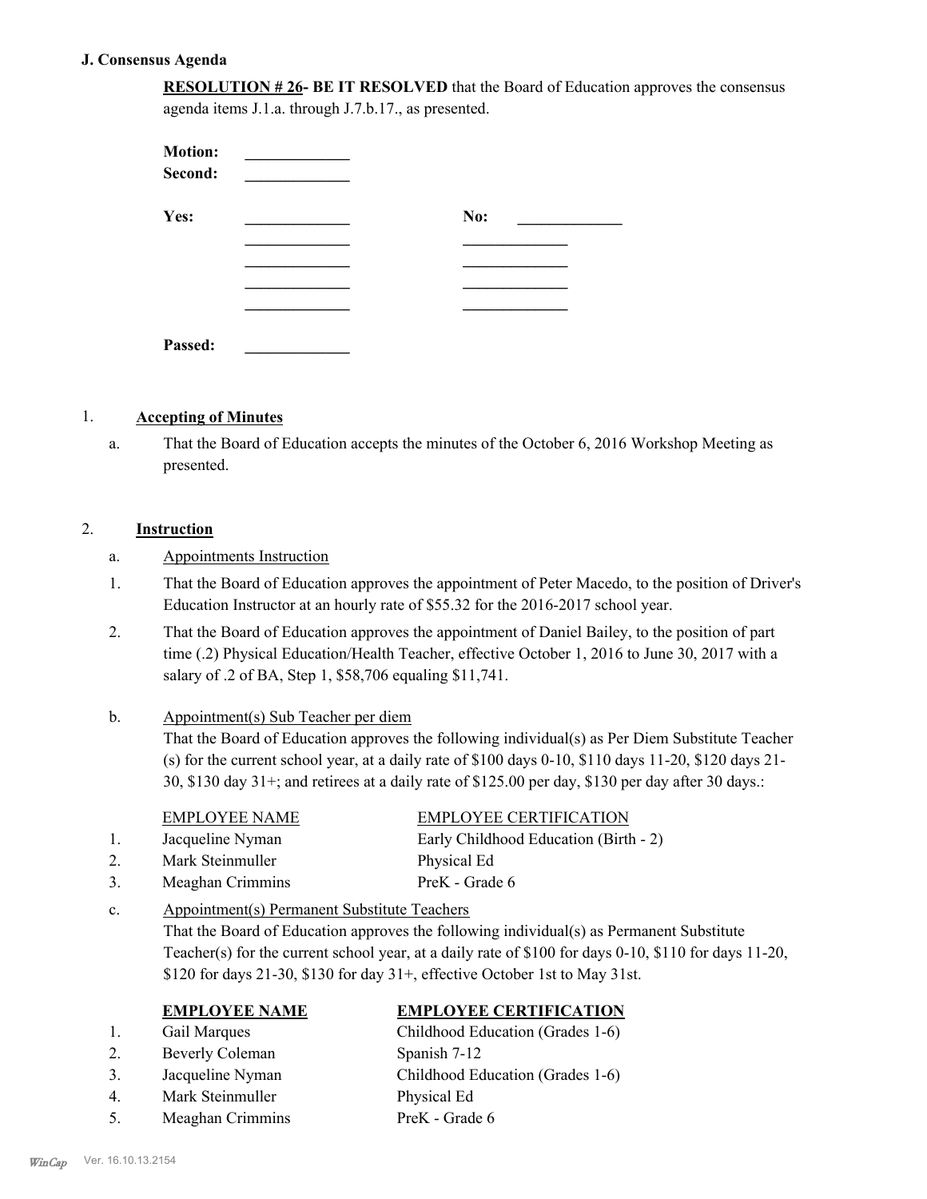## J. Consensus Agenda

**RESOLUTION # 26- BE IT RESOLVED** that the Board of Education approves the consensus agenda items J.1.a. through J.7.b.17., as presented.

**Motion:** _____________
**Second:** _____________

**Yes:** _____________ **No:** _____________
_____________ _____________
_____________ _____________
_____________ _____________
_____________ _____________

**Passed:** _____________

1. **Accepting of Minutes**

   a. That the Board of Education accepts the minutes of the October 6, 2016 Workshop Meeting as presented.

2. **Instruction**

   a. Appointments Instruction

   1. That the Board of Education approves the appointment of Peter Macedo, to the position of Driver's Education Instructor at an hourly rate of $55.32 for the 2016-2017 school year.
   2. That the Board of Education approves the appointment of Daniel Bailey, to the position of part time (.2) Physical Education/Health Teacher, effective October 1, 2016 to June 30, 2017 with a salary of .2 of BA, Step 1, $58,706 equaling $11,741.

   b. Appointment(s) Sub Teacher per diem

   That the Board of Education approves the following individual(s) as Per Diem Substitute Teacher (s) for the current school year, at a daily rate of $100 days 0-10, $110 days 11-20, $120 days 21-30, $130 day 31+; and retirees at a daily rate of $125.00 per day, $130 per day after 30 days.:

| | EMPLOYEE NAME | EMPLOYEE CERTIFICATION |
|---|---|---|
| 1. | Jacqueline Nyman | Early Childhood Education (Birth - 2) |
| 2. | Mark Steinmuller | Physical Ed |
| 3. | Meaghan Crimmins | PreK - Grade 6 |

   c. Appointment(s) Permanent Substitute Teachers

   That the Board of Education approves the following individual(s) as Permanent Substitute Teacher(s) for the current school year, at a daily rate of $100 for days 0-10, $110 for days 11-20, $120 for days 21-30, $130 for day 31+, effective October 1st to May 31st.

| | **EMPLOYEE NAME** | **EMPLOYEE CERTIFICATION** |
|---|---|---|
| 1. | Gail Marques | Childhood Education (Grades 1-6) |
| 2. | Beverly Coleman | Spanish 7-12 |
| 3. | Jacqueline Nyman | Childhood Education (Grades 1-6) |
| 4. | Mark Steinmuller | Physical Ed |
| 5. | Meaghan Crimmins | PreK - Grade 6 |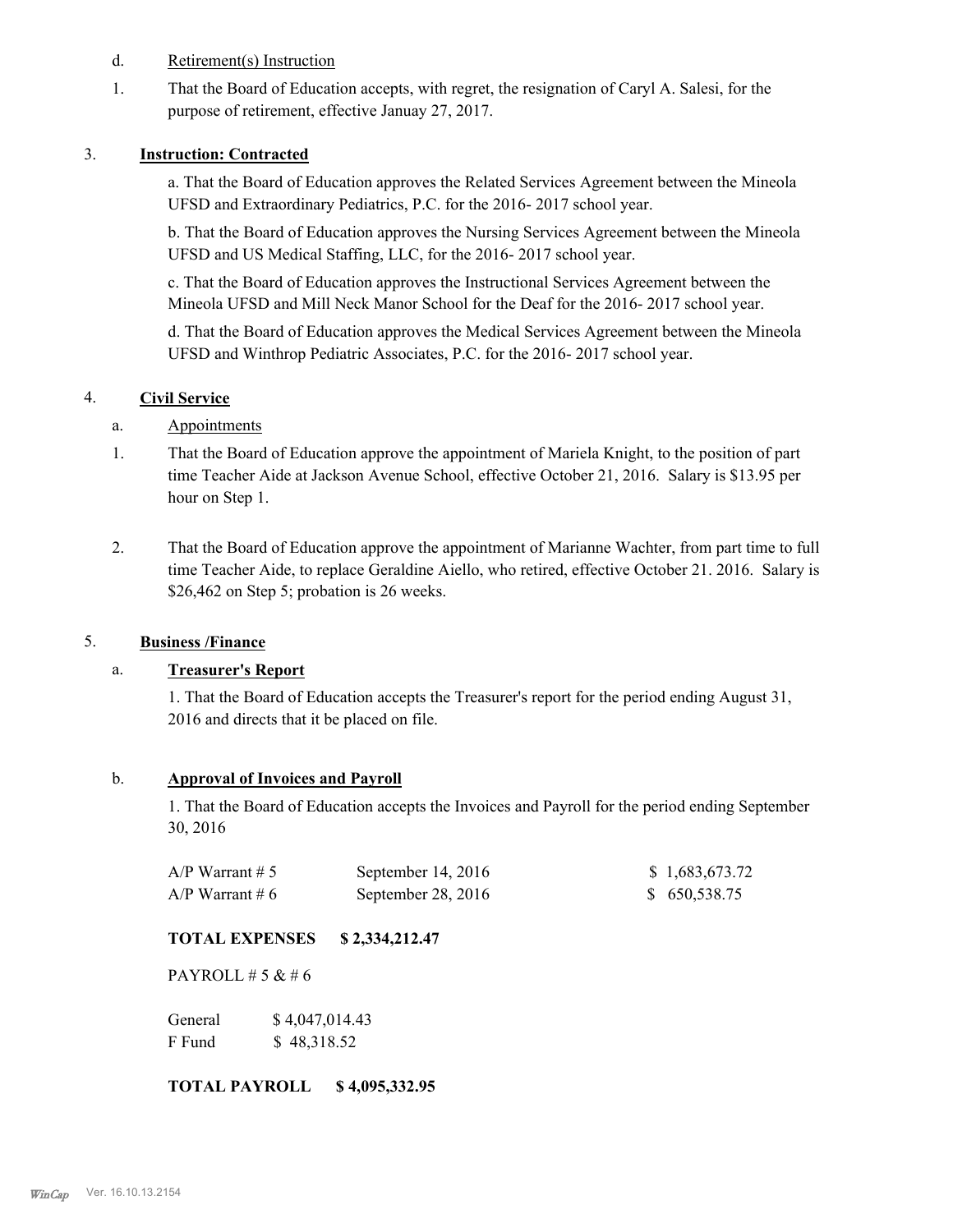d. Retirement(s) Instruction

1. That the Board of Education accepts, with regret, the resignation of Caryl A. Salesi, for the purpose of retirement, effective Januay 27, 2017.

3. **Instruction: Contracted**

a. That the Board of Education approves the Related Services Agreement between the Mineola UFSD and Extraordinary Pediatrics, P.C. for the 2016- 2017 school year.

b. That the Board of Education approves the Nursing Services Agreement between the Mineola UFSD and US Medical Staffing, LLC, for the 2016- 2017 school year.

c. That the Board of Education approves the Instructional Services Agreement between the Mineola UFSD and Mill Neck Manor School for the Deaf for the 2016- 2017 school year.

d. That the Board of Education approves the Medical Services Agreement between the Mineola UFSD and Winthrop Pediatric Associates, P.C. for the 2016- 2017 school year.

4. **Civil Service**

a. Appointments

1. That the Board of Education approve the appointment of Mariela Knight, to the position of part time Teacher Aide at Jackson Avenue School, effective October 21, 2016. Salary is $13.95 per hour on Step 1.

2. That the Board of Education approve the appointment of Marianne Wachter, from part time to full time Teacher Aide, to replace Geraldine Aiello, who retired, effective October 21. 2016. Salary is $26,462 on Step 5; probation is 26 weeks.

5. **Business /Finance**

a. **Treasurer's Report**

1. That the Board of Education accepts the Treasurer's report for the period ending August 31, 2016 and directs that it be placed on file.

b. **Approval of Invoices and Payroll**

1. That the Board of Education accepts the Invoices and Payroll for the period ending September 30, 2016

| | | |
|---|---|---|
| A/P Warrant # 5 | September 14, 2016 | $ 1,683,673.72 |
| A/P Warrant # 6 | September 28, 2016 | $ 650,538.75 |

**TOTAL EXPENSES $ 2,334,212.47**

PAYROLL # 5 & # 6

| | |
|---|---|
| General | $ 4,047,014.43 |
| F Fund | $ 48,318.52 |

**TOTAL PAYROLL $ 4,095,332.95**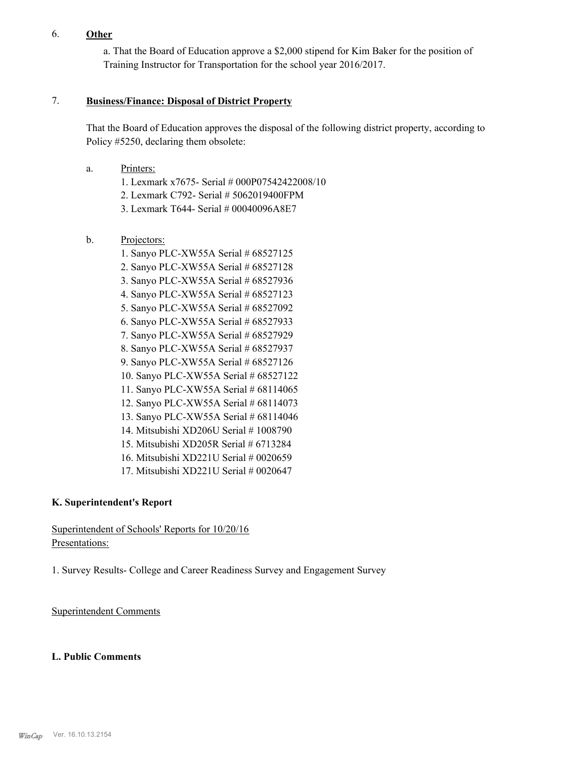6. **Other**

a. That the Board of Education approve a $2,000 stipend for Kim Baker for the position of Training Instructor for Transportation for the school year 2016/2017.

7. **Business/Finance: Disposal of District Property**

That the Board of Education approves the disposal of the following district property, according to Policy #5250, declaring them obsolete:

a. Printers:
   1. Lexmark x7675- Serial # 000P07542422008/10
   2. Lexmark C792- Serial # 5062019400FPM
   3. Lexmark T644- Serial # 00040096A8E7

b. Projectors:
   1. Sanyo PLC-XW55A Serial # 68527125
   2. Sanyo PLC-XW55A Serial # 68527128
   3. Sanyo PLC-XW55A Serial # 68527936
   4. Sanyo PLC-XW55A Serial # 68527123
   5. Sanyo PLC-XW55A Serial # 68527092
   6. Sanyo PLC-XW55A Serial # 68527933
   7. Sanyo PLC-XW55A Serial # 68527929
   8. Sanyo PLC-XW55A Serial # 68527937
   9. Sanyo PLC-XW55A Serial # 68527126
   10. Sanyo PLC-XW55A Serial # 68527122
   11. Sanyo PLC-XW55A Serial # 68114065
   12. Sanyo PLC-XW55A Serial # 68114073
   13. Sanyo PLC-XW55A Serial # 68114046
   14. Mitsubishi XD206U Serial # 1008790
   15. Mitsubishi XD205R Serial # 6713284
   16. Mitsubishi XD221U Serial # 0020659
   17. Mitsubishi XD221U Serial # 0020647

### K. Superintendent's Report

Superintendent of Schools' Reports for 10/20/16
Presentations:

1. Survey Results- College and Career Readiness Survey and Engagement Survey

Superintendent Comments

### L. Public Comments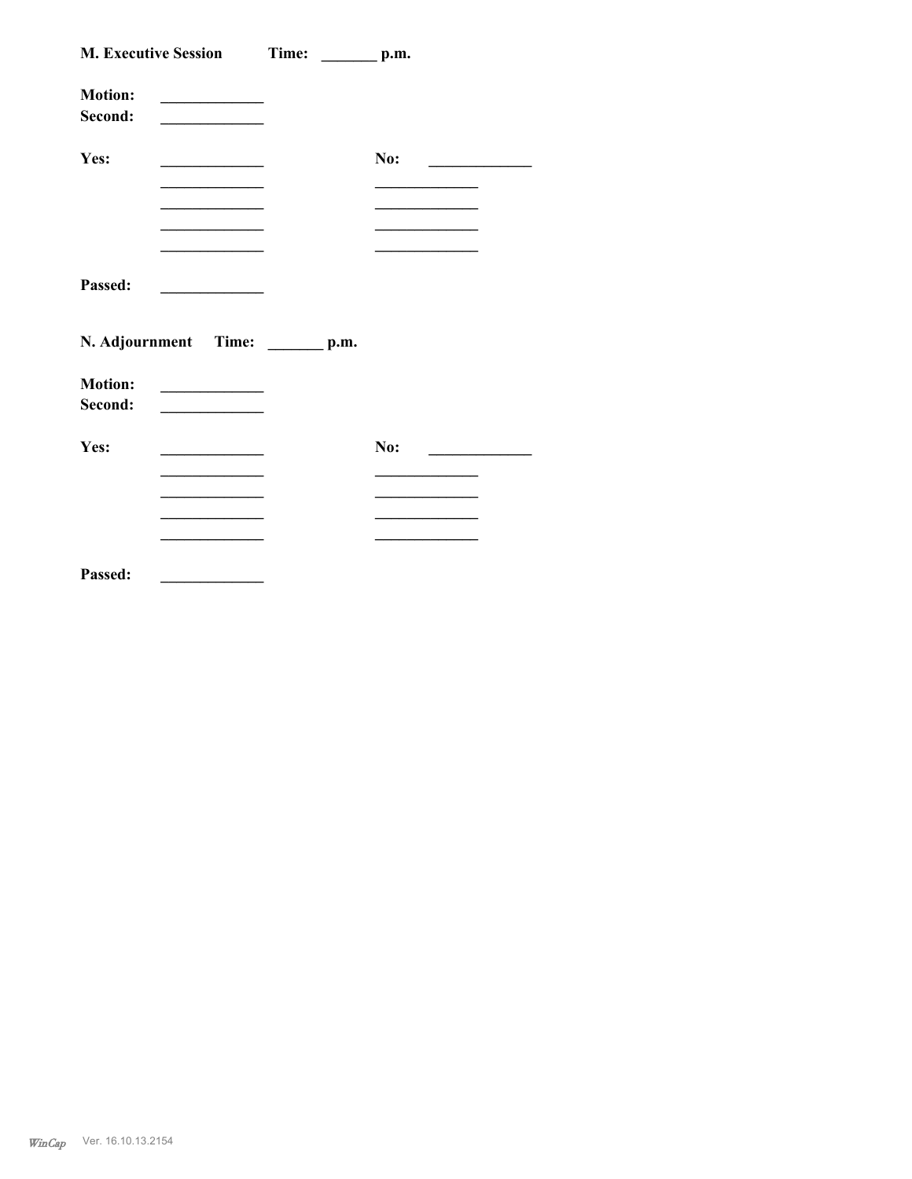**M. Executive Session** **Time: _______ p.m.**

**Motion:** _____________
**Second:** _____________

| | | | |
|---|---|---|---|
| **Yes:** | _____________ | **No:** | _____________ |
| | _____________ | | _____________ |
| | _____________ | | _____________ |
| | _____________ | | _____________ |
| | _____________ | | _____________ |

**Passed:** _____________

**N. Adjournment** **Time: _______ p.m.**

**Motion:** _____________
**Second:** _____________

| | | | |
|---|---|---|---|
| **Yes:** | _____________ | **No:** | _____________ |
| | _____________ | | _____________ |
| | _____________ | | _____________ |
| | _____________ | | _____________ |
| | _____________ | | _____________ |

**Passed:** _____________